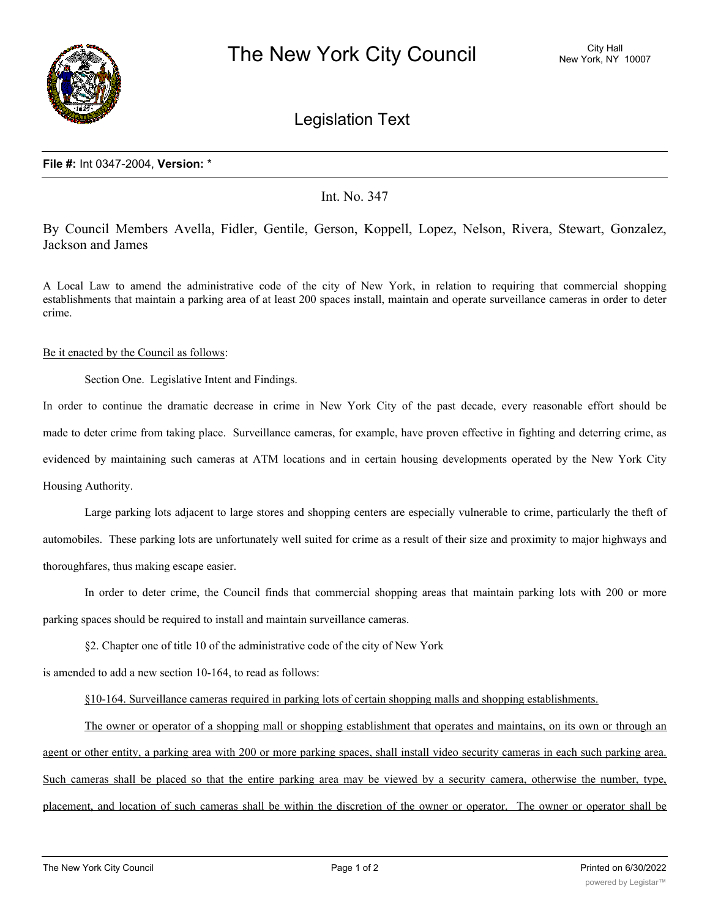# The New York City Council

City Hall
New York, NY 10007

## Legislation Text

**File #:** Int 0347-2004, **Version:** *

Int. No. 347

By Council Members Avella, Fidler, Gentile, Gerson, Koppell, Lopez, Nelson, Rivera, Stewart, Gonzalez, Jackson and James

A Local Law to amend the administrative code of the city of New York, in relation to requiring that commercial shopping establishments that maintain a parking area of at least 200 spaces install, maintain and operate surveillance cameras in order to deter crime.

Be it enacted by the Council as follows:

Section One. Legislative Intent and Findings.

In order to continue the dramatic decrease in crime in New York City of the past decade, every reasonable effort should be made to deter crime from taking place. Surveillance cameras, for example, have proven effective in fighting and deterring crime, as evidenced by maintaining such cameras at ATM locations and in certain housing developments operated by the New York City Housing Authority.

Large parking lots adjacent to large stores and shopping centers are especially vulnerable to crime, particularly the theft of automobiles. These parking lots are unfortunately well suited for crime as a result of their size and proximity to major highways and thoroughfares, thus making escape easier.

In order to deter crime, the Council finds that commercial shopping areas that maintain parking lots with 200 or more parking spaces should be required to install and maintain surveillance cameras.

§2. Chapter one of title 10 of the administrative code of the city of New York is amended to add a new section 10-164, to read as follows:

§10-164. Surveillance cameras required in parking lots of certain shopping malls and shopping establishments.

The owner or operator of a shopping mall or shopping establishment that operates and maintains, on its own or through an agent or other entity, a parking area with 200 or more parking spaces, shall install video security cameras in each such parking area. Such cameras shall be placed so that the entire parking area may be viewed by a security camera, otherwise the number, type, placement, and location of such cameras shall be within the discretion of the owner or operator. The owner or operator shall be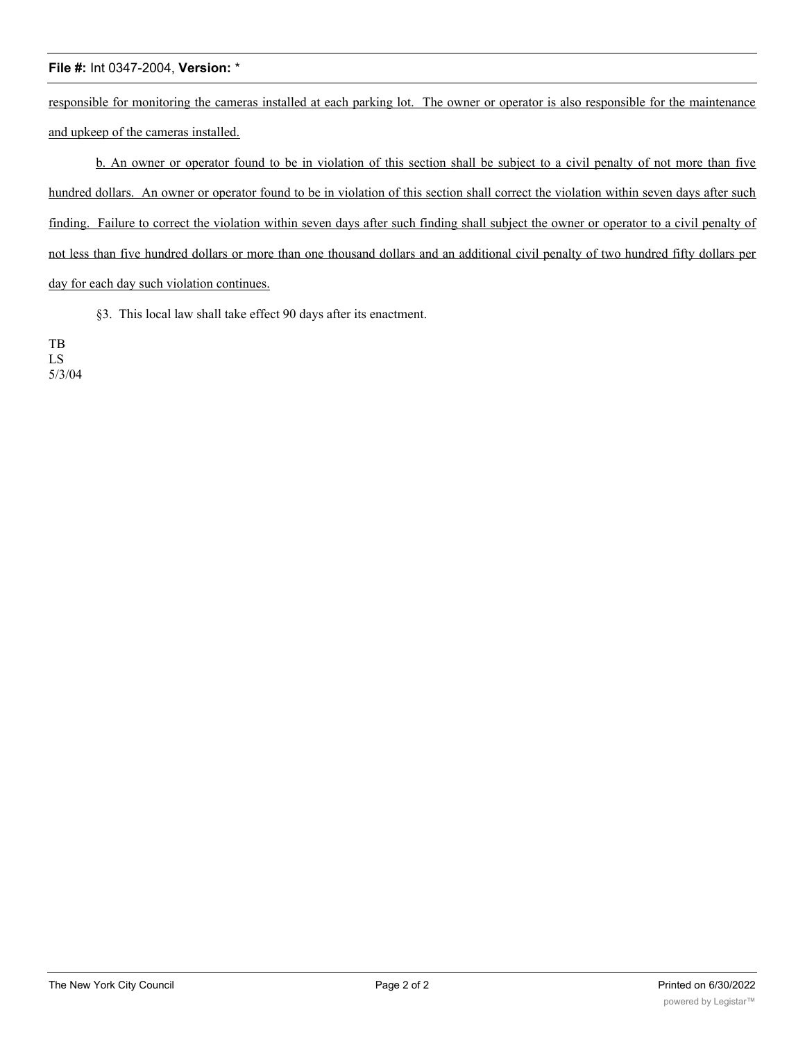responsible for monitoring the cameras installed at each parking lot. The owner or operator is also responsible for the maintenance and upkeep of the cameras installed.

b. An owner or operator found to be in violation of this section shall be subject to a civil penalty of not more than five hundred dollars. An owner or operator found to be in violation of this section shall correct the violation within seven days after such finding. Failure to correct the violation within seven days after such finding shall subject the owner or operator to a civil penalty of not less than five hundred dollars or more than one thousand dollars and an additional civil penalty of two hundred fifty dollars per day for each day such violation continues.

§3. This local law shall take effect 90 days after its enactment.

TB
LS
5/3/04